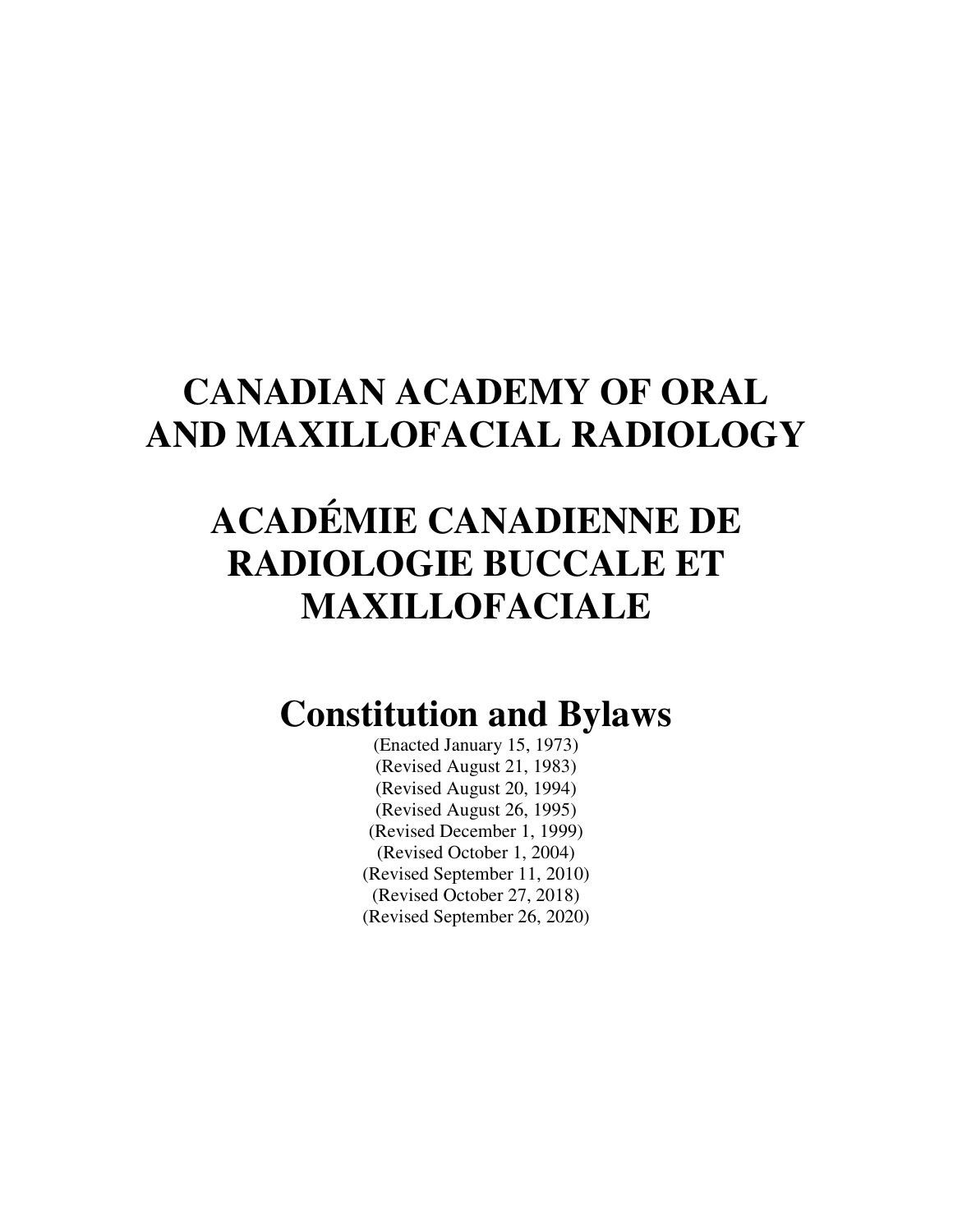# CANADIAN ACADEMY OF ORAL AND MAXILLOFACIAL RADIOLOGY

# ACADÉMIE CANADIENNE DE RADIOLOGIE BUCCALE ET MAXILLOFACIALE

## Constitution and Bylaws

(Enacted January 15, 1973)
(Revised August 21, 1983)
(Revised August 20, 1994)
(Revised August 26, 1995)
(Revised December 1, 1999)
(Revised October 1, 2004)
(Revised September 11, 2010)
(Revised October 27, 2018)
(Revised September 26, 2020)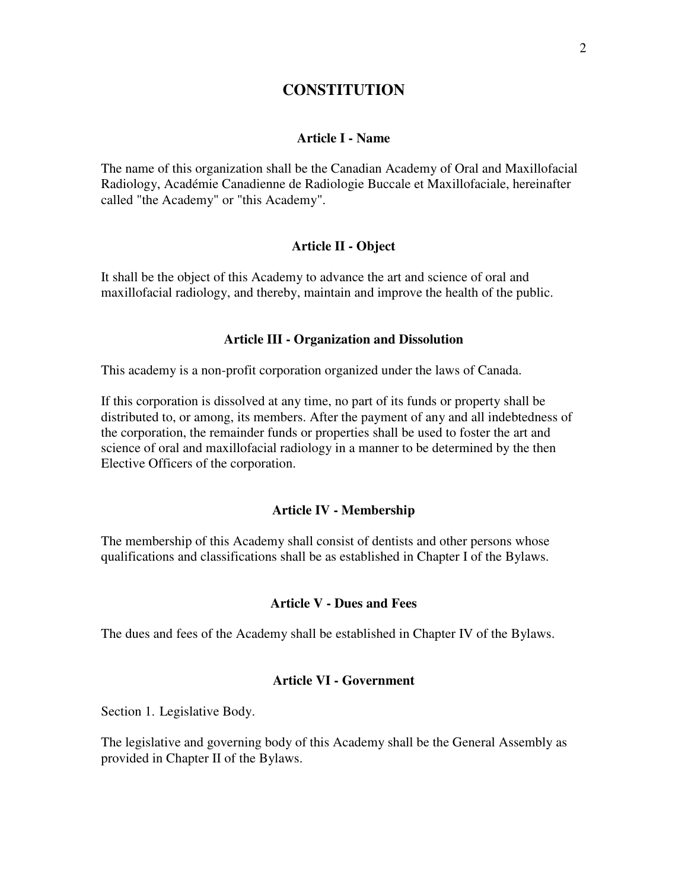# CONSTITUTION

## Article I - Name

The name of this organization shall be the Canadian Academy of Oral and Maxillofacial Radiology, Académie Canadienne de Radiologie Buccale et Maxillofaciale, hereinafter called "the Academy" or "this Academy".

## Article II - Object

It shall be the object of this Academy to advance the art and science of oral and maxillofacial radiology, and thereby, maintain and improve the health of the public.

## Article III - Organization and Dissolution

This academy is a non-profit corporation organized under the laws of Canada.

If this corporation is dissolved at any time, no part of its funds or property shall be distributed to, or among, its members. After the payment of any and all indebtedness of the corporation, the remainder funds or properties shall be used to foster the art and science of oral and maxillofacial radiology in a manner to be determined by the then Elective Officers of the corporation.

## Article IV - Membership

The membership of this Academy shall consist of dentists and other persons whose qualifications and classifications shall be as established in Chapter I of the Bylaws.

## Article V - Dues and Fees

The dues and fees of the Academy shall be established in Chapter IV of the Bylaws.

## Article VI - Government

Section 1. Legislative Body.

The legislative and governing body of this Academy shall be the General Assembly as provided in Chapter II of the Bylaws.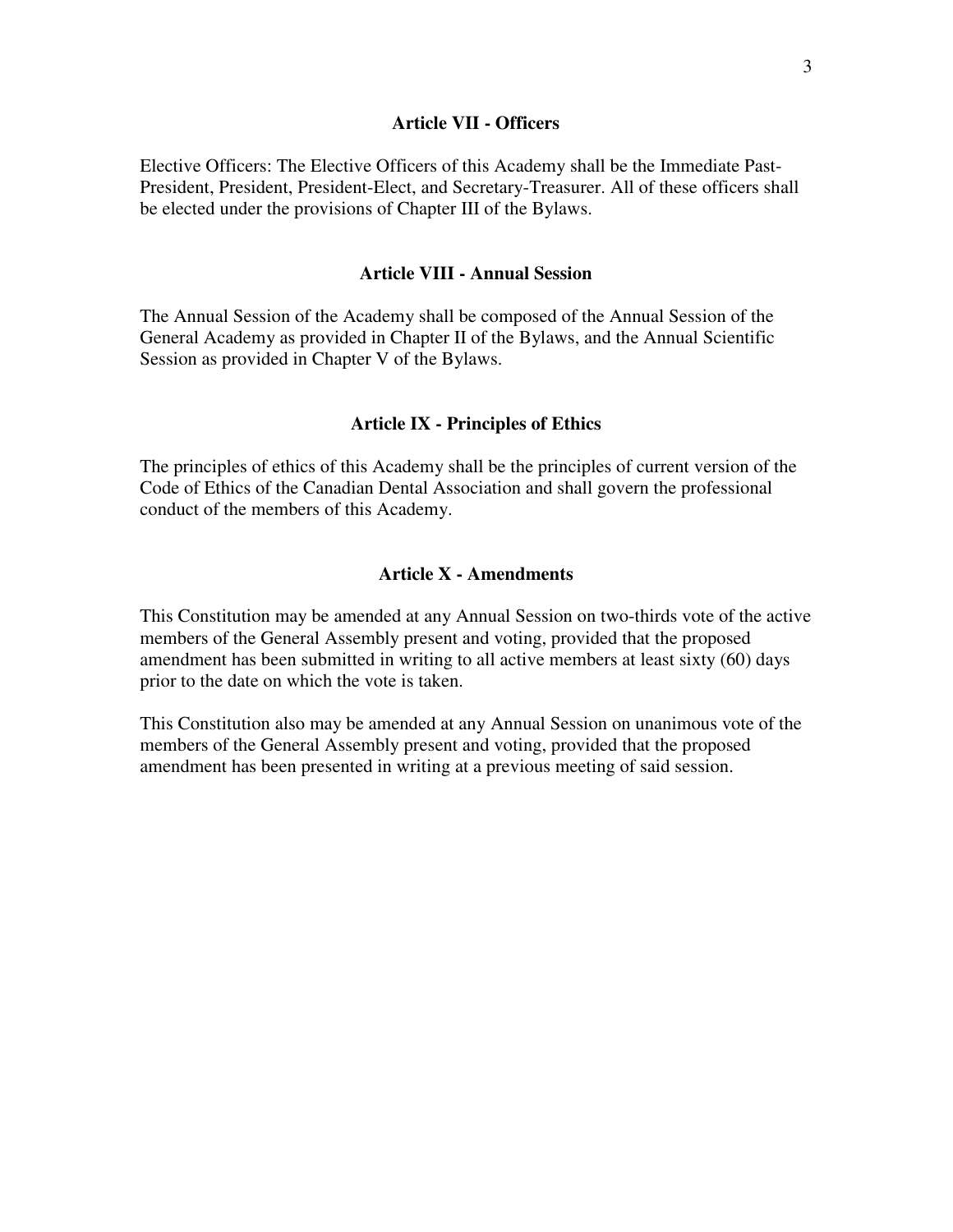## Article VII - Officers

Elective Officers: The Elective Officers of this Academy shall be the Immediate Past-President, President, President-Elect, and Secretary-Treasurer. All of these officers shall be elected under the provisions of Chapter III of the Bylaws.

## Article VIII - Annual Session

The Annual Session of the Academy shall be composed of the Annual Session of the General Academy as provided in Chapter II of the Bylaws, and the Annual Scientific Session as provided in Chapter V of the Bylaws.

## Article IX - Principles of Ethics

The principles of ethics of this Academy shall be the principles of current version of the Code of Ethics of the Canadian Dental Association and shall govern the professional conduct of the members of this Academy.

## Article X - Amendments

This Constitution may be amended at any Annual Session on two-thirds vote of the active members of the General Assembly present and voting, provided that the proposed amendment has been submitted in writing to all active members at least sixty (60) days prior to the date on which the vote is taken.

This Constitution also may be amended at any Annual Session on unanimous vote of the members of the General Assembly present and voting, provided that the proposed amendment has been presented in writing at a previous meeting of said session.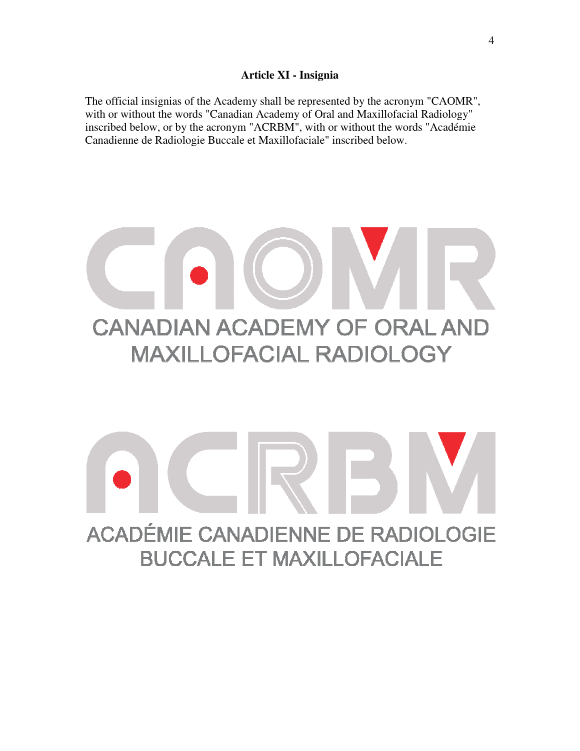### Article XI - Insignia

The official insignias of the Academy shall be represented by the acronym "CAOMR", with or without the words "Canadian Academy of Oral and Maxillofacial Radiology" inscribed below, or by the acronym "ACRBM", with or without the words "Académie Canadienne de Radiologie Buccale et Maxillofaciale" inscribed below.

CAOMR

CANADIAN ACADEMY OF ORAL AND MAXILLOFACIAL RADIOLOGY

ACRBM

ACADÉMIE CANADIENNE DE RADIOLOGIE BUCCALE ET MAXILLOFACIALE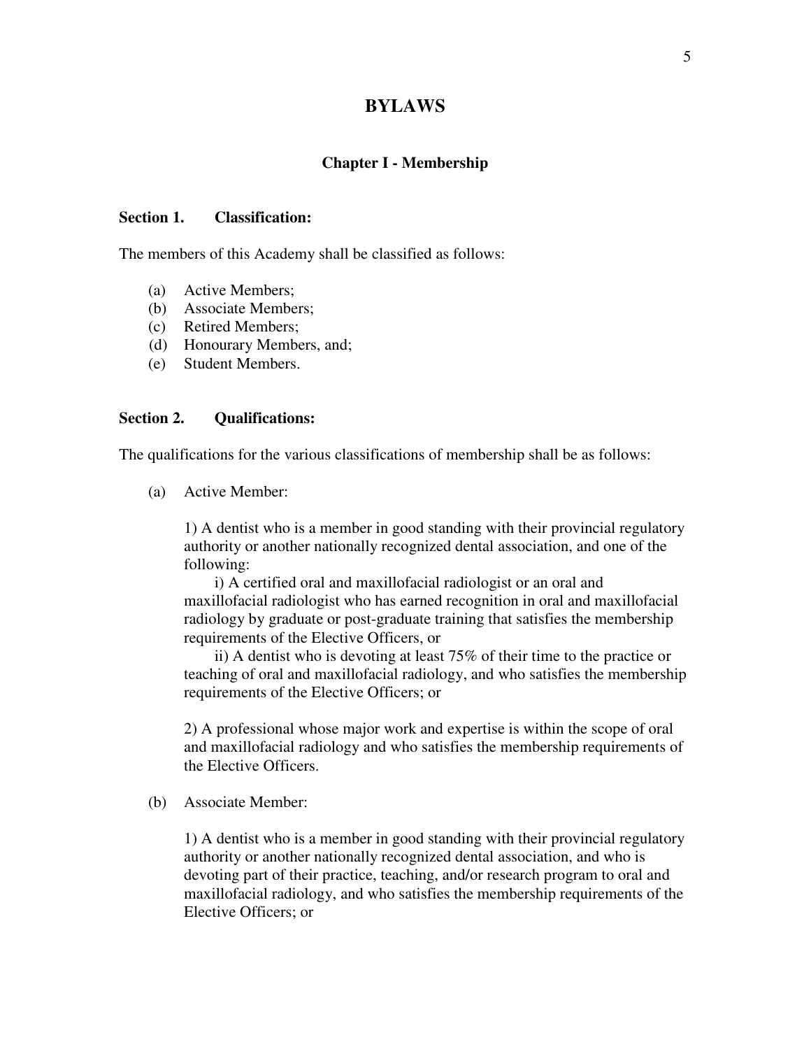# BYLAWS

## Chapter I - Membership

**Section 1. Classification:**

The members of this Academy shall be classified as follows:

- (a) Active Members;
- (b) Associate Members;
- (c) Retired Members;
- (d) Honourary Members, and;
- (e) Student Members.

**Section 2. Qualifications:**

The qualifications for the various classifications of membership shall be as follows:

(a) Active Member:

1) A dentist who is a member in good standing with their provincial regulatory authority or another nationally recognized dental association, and one of the following:

i) A certified oral and maxillofacial radiologist or an oral and maxillofacial radiologist who has earned recognition in oral and maxillofacial radiology by graduate or post-graduate training that satisfies the membership requirements of the Elective Officers, or

ii) A dentist who is devoting at least 75% of their time to the practice or teaching of oral and maxillofacial radiology, and who satisfies the membership requirements of the Elective Officers; or

2) A professional whose major work and expertise is within the scope of oral and maxillofacial radiology and who satisfies the membership requirements of the Elective Officers.

(b) Associate Member:

1) A dentist who is a member in good standing with their provincial regulatory authority or another nationally recognized dental association, and who is devoting part of their practice, teaching, and/or research program to oral and maxillofacial radiology, and who satisfies the membership requirements of the Elective Officers; or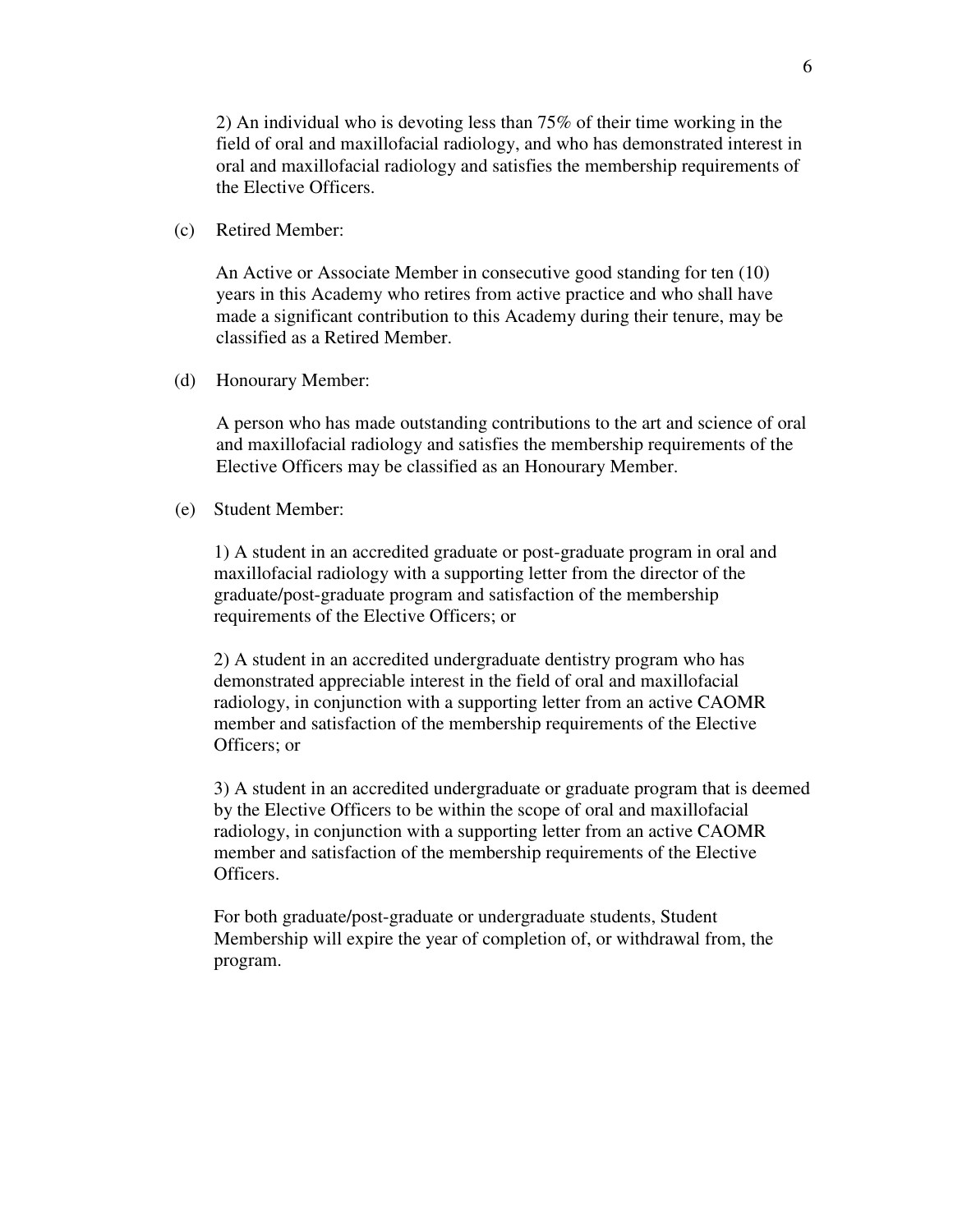2) An individual who is devoting less than 75% of their time working in the field of oral and maxillofacial radiology, and who has demonstrated interest in oral and maxillofacial radiology and satisfies the membership requirements of the Elective Officers.

(c) Retired Member:

An Active or Associate Member in consecutive good standing for ten (10) years in this Academy who retires from active practice and who shall have made a significant contribution to this Academy during their tenure, may be classified as a Retired Member.

(d) Honourary Member:

A person who has made outstanding contributions to the art and science of oral and maxillofacial radiology and satisfies the membership requirements of the Elective Officers may be classified as an Honourary Member.

(e) Student Member:

1) A student in an accredited graduate or post-graduate program in oral and maxillofacial radiology with a supporting letter from the director of the graduate/post-graduate program and satisfaction of the membership requirements of the Elective Officers; or

2) A student in an accredited undergraduate dentistry program who has demonstrated appreciable interest in the field of oral and maxillofacial radiology, in conjunction with a supporting letter from an active CAOMR member and satisfaction of the membership requirements of the Elective Officers; or

3) A student in an accredited undergraduate or graduate program that is deemed by the Elective Officers to be within the scope of oral and maxillofacial radiology, in conjunction with a supporting letter from an active CAOMR member and satisfaction of the membership requirements of the Elective Officers.

For both graduate/post-graduate or undergraduate students, Student Membership will expire the year of completion of, or withdrawal from, the program.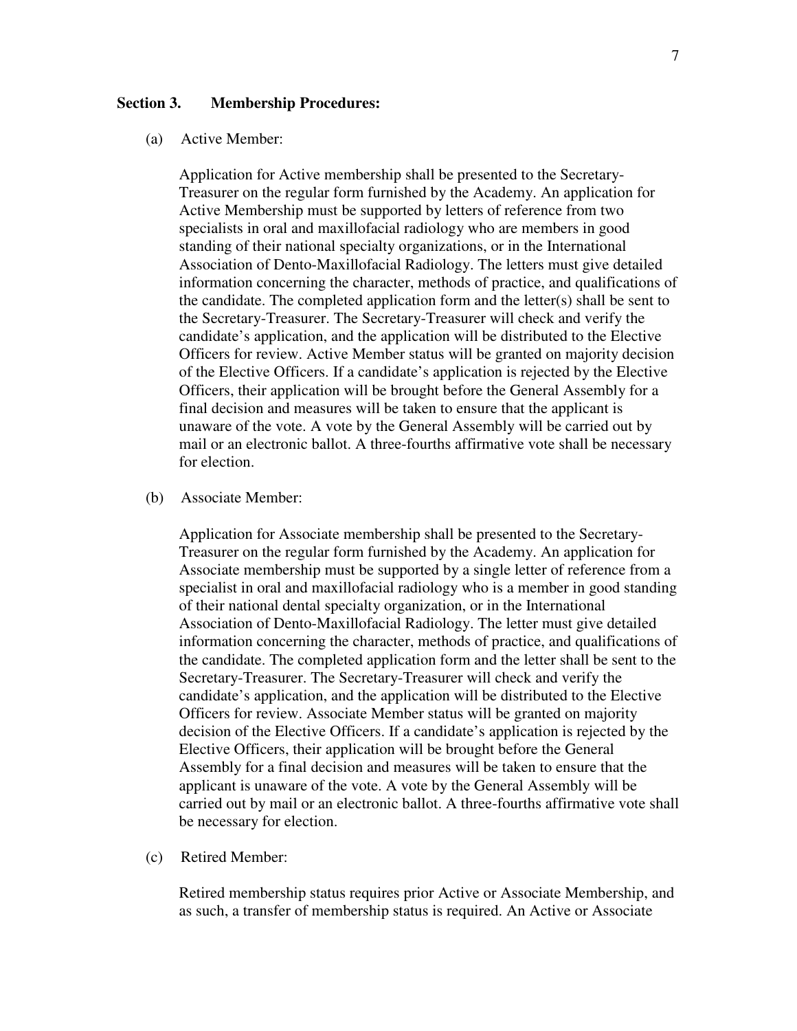**Section 3. Membership Procedures:**

(a) Active Member:

Application for Active membership shall be presented to the Secretary-Treasurer on the regular form furnished by the Academy. An application for Active Membership must be supported by letters of reference from two specialists in oral and maxillofacial radiology who are members in good standing of their national specialty organizations, or in the International Association of Dento-Maxillofacial Radiology. The letters must give detailed information concerning the character, methods of practice, and qualifications of the candidate. The completed application form and the letter(s) shall be sent to the Secretary-Treasurer. The Secretary-Treasurer will check and verify the candidate's application, and the application will be distributed to the Elective Officers for review. Active Member status will be granted on majority decision of the Elective Officers. If a candidate's application is rejected by the Elective Officers, their application will be brought before the General Assembly for a final decision and measures will be taken to ensure that the applicant is unaware of the vote. A vote by the General Assembly will be carried out by mail or an electronic ballot. A three-fourths affirmative vote shall be necessary for election.

(b) Associate Member:

Application for Associate membership shall be presented to the Secretary-Treasurer on the regular form furnished by the Academy. An application for Associate membership must be supported by a single letter of reference from a specialist in oral and maxillofacial radiology who is a member in good standing of their national dental specialty organization, or in the International Association of Dento-Maxillofacial Radiology. The letter must give detailed information concerning the character, methods of practice, and qualifications of the candidate. The completed application form and the letter shall be sent to the Secretary-Treasurer. The Secretary-Treasurer will check and verify the candidate's application, and the application will be distributed to the Elective Officers for review. Associate Member status will be granted on majority decision of the Elective Officers. If a candidate's application is rejected by the Elective Officers, their application will be brought before the General Assembly for a final decision and measures will be taken to ensure that the applicant is unaware of the vote. A vote by the General Assembly will be carried out by mail or an electronic ballot. A three-fourths affirmative vote shall be necessary for election.

(c) Retired Member:

Retired membership status requires prior Active or Associate Membership, and as such, a transfer of membership status is required. An Active or Associate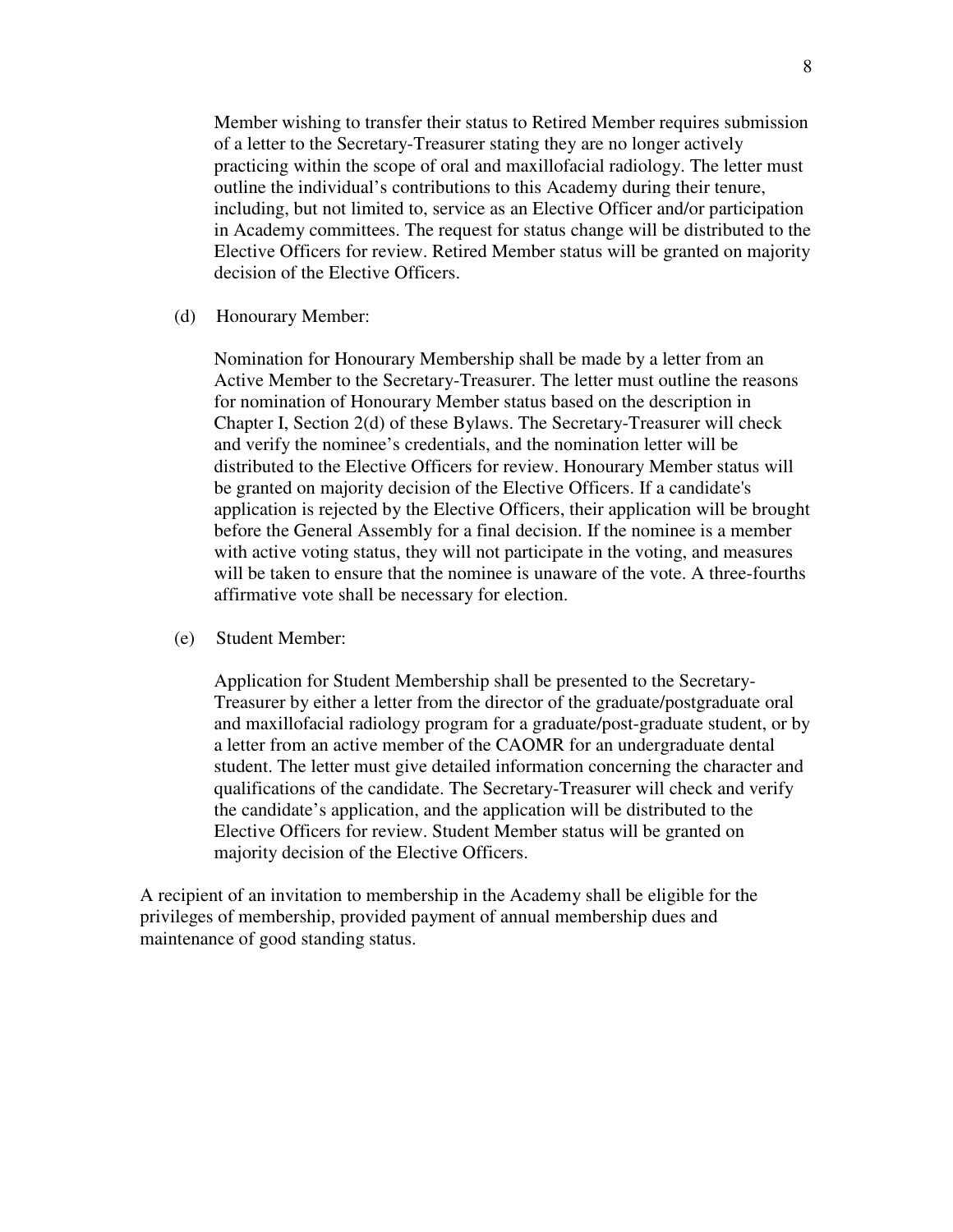Member wishing to transfer their status to Retired Member requires submission of a letter to the Secretary-Treasurer stating they are no longer actively practicing within the scope of oral and maxillofacial radiology. The letter must outline the individual's contributions to this Academy during their tenure, including, but not limited to, service as an Elective Officer and/or participation in Academy committees. The request for status change will be distributed to the Elective Officers for review. Retired Member status will be granted on majority decision of the Elective Officers.

(d) Honourary Member:

Nomination for Honourary Membership shall be made by a letter from an Active Member to the Secretary-Treasurer. The letter must outline the reasons for nomination of Honourary Member status based on the description in Chapter I, Section 2(d) of these Bylaws. The Secretary-Treasurer will check and verify the nominee's credentials, and the nomination letter will be distributed to the Elective Officers for review. Honourary Member status will be granted on majority decision of the Elective Officers. If a candidate's application is rejected by the Elective Officers, their application will be brought before the General Assembly for a final decision. If the nominee is a member with active voting status, they will not participate in the voting, and measures will be taken to ensure that the nominee is unaware of the vote. A three-fourths affirmative vote shall be necessary for election.

(e) Student Member:

Application for Student Membership shall be presented to the Secretary-Treasurer by either a letter from the director of the graduate/postgraduate oral and maxillofacial radiology program for a graduate/post-graduate student, or by a letter from an active member of the CAOMR for an undergraduate dental student. The letter must give detailed information concerning the character and qualifications of the candidate. The Secretary-Treasurer will check and verify the candidate's application, and the application will be distributed to the Elective Officers for review. Student Member status will be granted on majority decision of the Elective Officers.

A recipient of an invitation to membership in the Academy shall be eligible for the privileges of membership, provided payment of annual membership dues and maintenance of good standing status.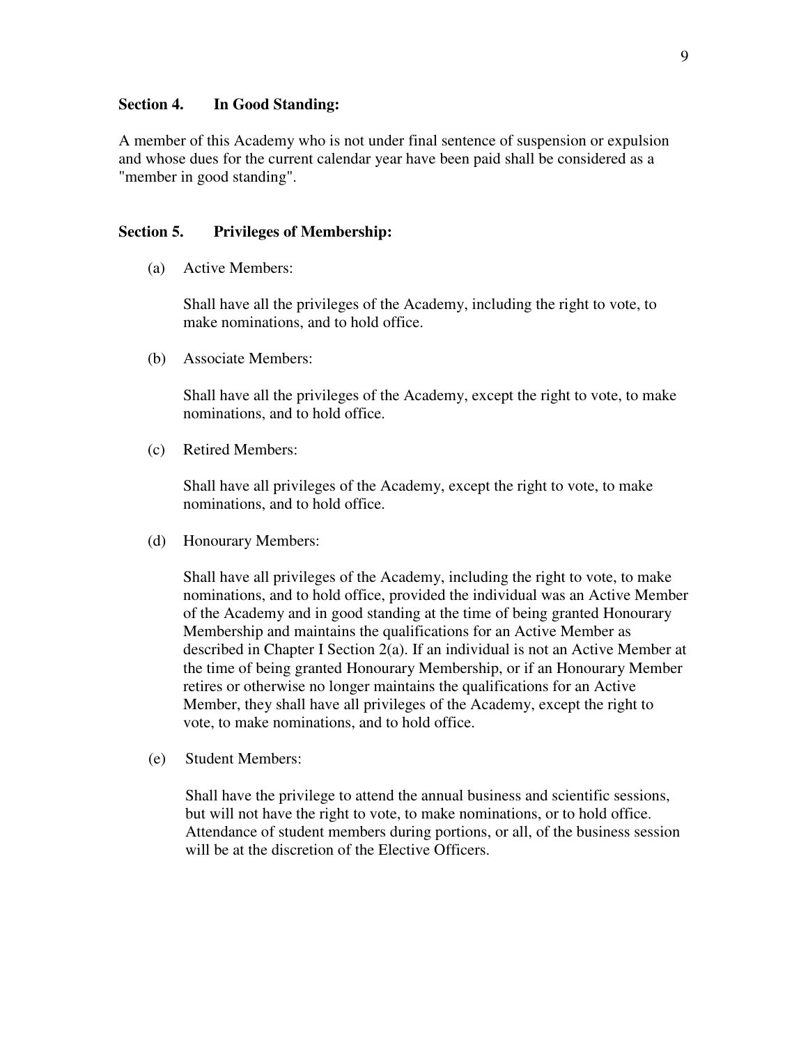### Section 4. In Good Standing:

A member of this Academy who is not under final sentence of suspension or expulsion and whose dues for the current calendar year have been paid shall be considered as a "member in good standing".

### Section 5. Privileges of Membership:

(a) Active Members:

Shall have all the privileges of the Academy, including the right to vote, to make nominations, and to hold office.

(b) Associate Members:

Shall have all the privileges of the Academy, except the right to vote, to make nominations, and to hold office.

(c) Retired Members:

Shall have all privileges of the Academy, except the right to vote, to make nominations, and to hold office.

(d) Honourary Members:

Shall have all privileges of the Academy, including the right to vote, to make nominations, and to hold office, provided the individual was an Active Member of the Academy and in good standing at the time of being granted Honourary Membership and maintains the qualifications for an Active Member as described in Chapter I Section 2(a). If an individual is not an Active Member at the time of being granted Honourary Membership, or if an Honourary Member retires or otherwise no longer maintains the qualifications for an Active Member, they shall have all privileges of the Academy, except the right to vote, to make nominations, and to hold office.

(e) Student Members:

Shall have the privilege to attend the annual business and scientific sessions, but will not have the right to vote, to make nominations, or to hold office. Attendance of student members during portions, or all, of the business session will be at the discretion of the Elective Officers.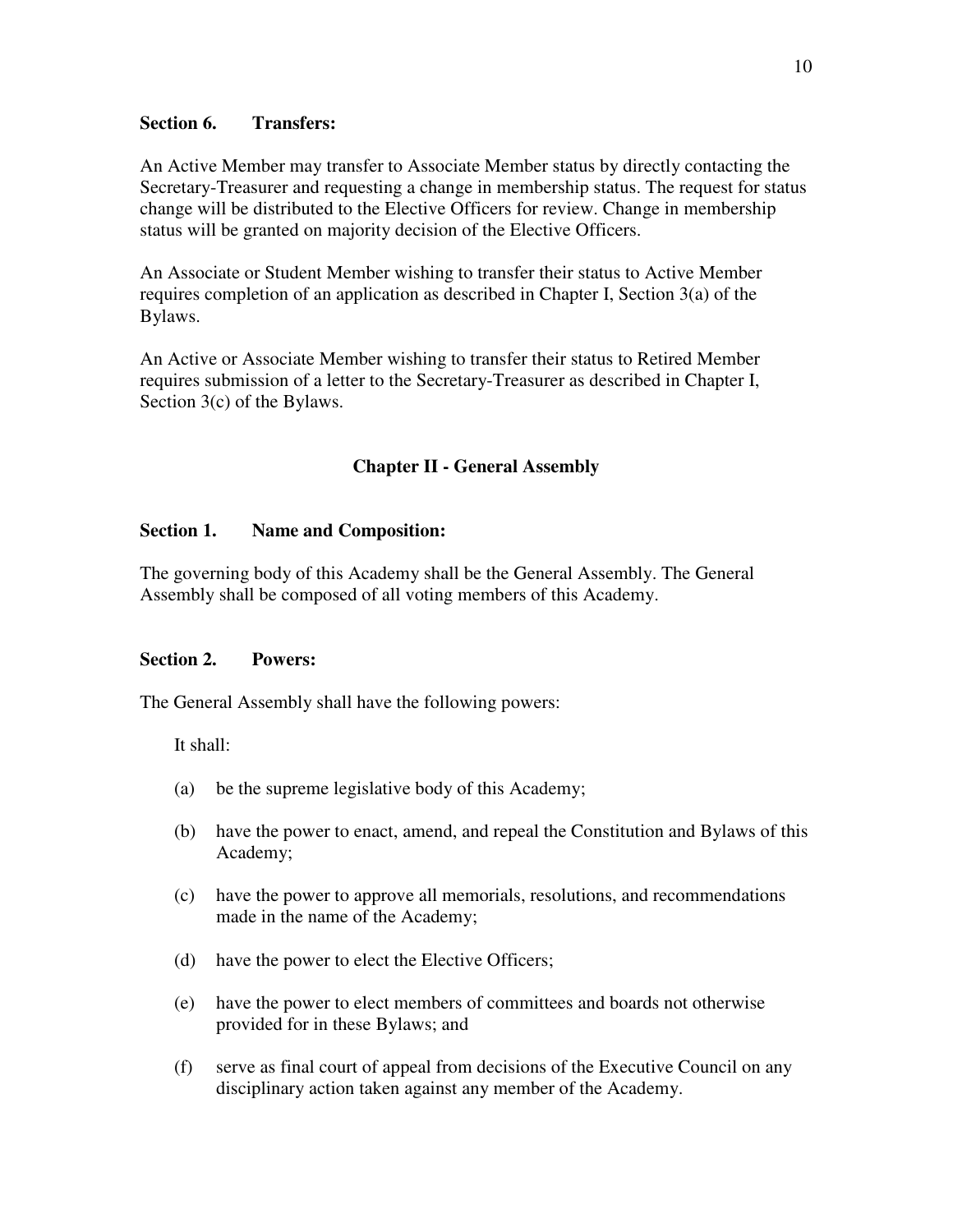**Section 6. Transfers:**

An Active Member may transfer to Associate Member status by directly contacting the Secretary-Treasurer and requesting a change in membership status. The request for status change will be distributed to the Elective Officers for review. Change in membership status will be granted on majority decision of the Elective Officers.

An Associate or Student Member wishing to transfer their status to Active Member requires completion of an application as described in Chapter I, Section 3(a) of the Bylaws.

An Active or Associate Member wishing to transfer their status to Retired Member requires submission of a letter to the Secretary-Treasurer as described in Chapter I, Section 3(c) of the Bylaws.

## Chapter II - General Assembly

**Section 1. Name and Composition:**

The governing body of this Academy shall be the General Assembly. The General Assembly shall be composed of all voting members of this Academy.

**Section 2. Powers:**

The General Assembly shall have the following powers:

It shall:

(a) be the supreme legislative body of this Academy;

(b) have the power to enact, amend, and repeal the Constitution and Bylaws of this Academy;

(c) have the power to approve all memorials, resolutions, and recommendations made in the name of the Academy;

(d) have the power to elect the Elective Officers;

(e) have the power to elect members of committees and boards not otherwise provided for in these Bylaws; and

(f) serve as final court of appeal from decisions of the Executive Council on any disciplinary action taken against any member of the Academy.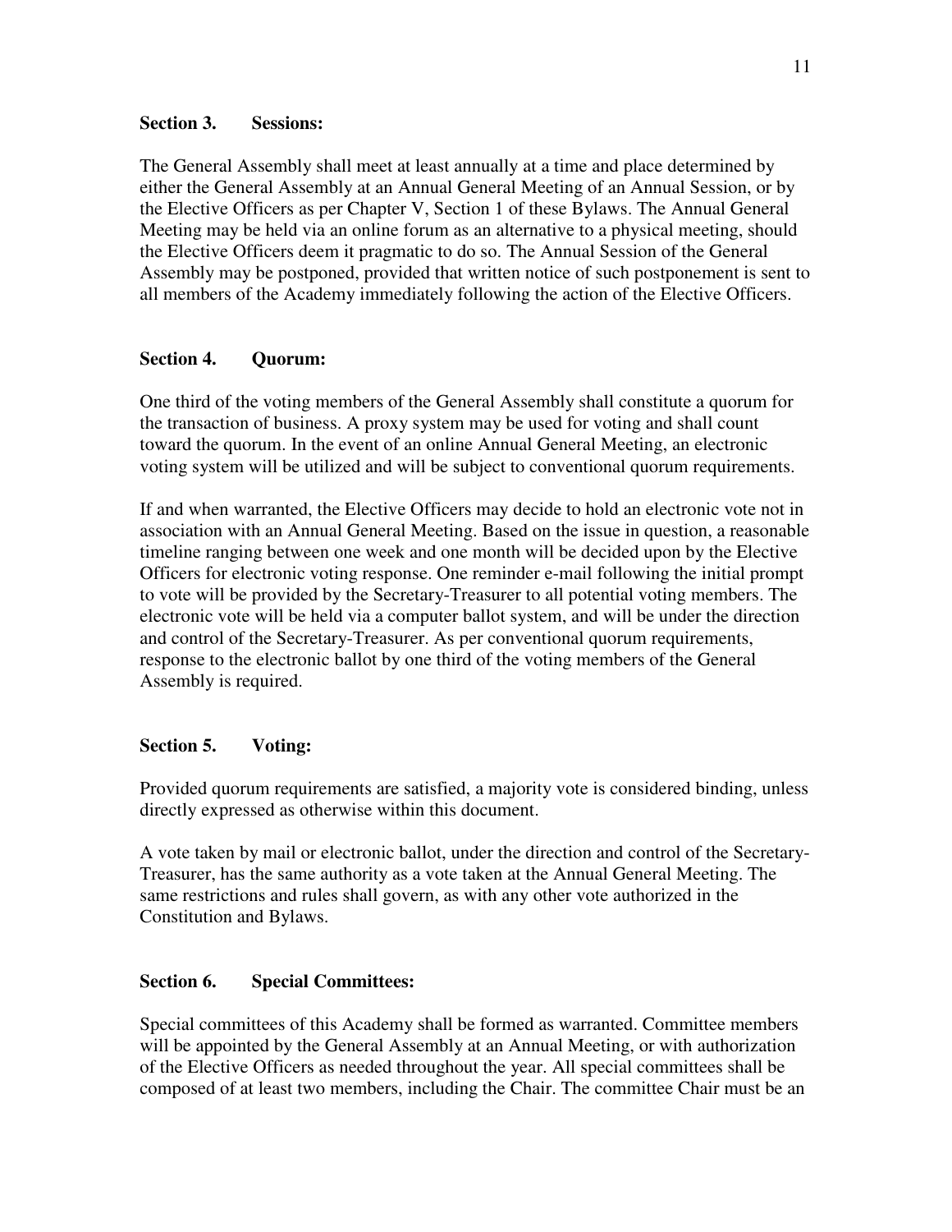### Section 3. Sessions:

The General Assembly shall meet at least annually at a time and place determined by either the General Assembly at an Annual General Meeting of an Annual Session, or by the Elective Officers as per Chapter V, Section 1 of these Bylaws. The Annual General Meeting may be held via an online forum as an alternative to a physical meeting, should the Elective Officers deem it pragmatic to do so. The Annual Session of the General Assembly may be postponed, provided that written notice of such postponement is sent to all members of the Academy immediately following the action of the Elective Officers.

### Section 4. Quorum:

One third of the voting members of the General Assembly shall constitute a quorum for the transaction of business. A proxy system may be used for voting and shall count toward the quorum. In the event of an online Annual General Meeting, an electronic voting system will be utilized and will be subject to conventional quorum requirements.

If and when warranted, the Elective Officers may decide to hold an electronic vote not in association with an Annual General Meeting. Based on the issue in question, a reasonable timeline ranging between one week and one month will be decided upon by the Elective Officers for electronic voting response. One reminder e-mail following the initial prompt to vote will be provided by the Secretary-Treasurer to all potential voting members. The electronic vote will be held via a computer ballot system, and will be under the direction and control of the Secretary-Treasurer. As per conventional quorum requirements, response to the electronic ballot by one third of the voting members of the General Assembly is required.

### Section 5. Voting:

Provided quorum requirements are satisfied, a majority vote is considered binding, unless directly expressed as otherwise within this document.

A vote taken by mail or electronic ballot, under the direction and control of the Secretary-Treasurer, has the same authority as a vote taken at the Annual General Meeting. The same restrictions and rules shall govern, as with any other vote authorized in the Constitution and Bylaws.

### Section 6. Special Committees:

Special committees of this Academy shall be formed as warranted. Committee members will be appointed by the General Assembly at an Annual Meeting, or with authorization of the Elective Officers as needed throughout the year. All special committees shall be composed of at least two members, including the Chair. The committee Chair must be an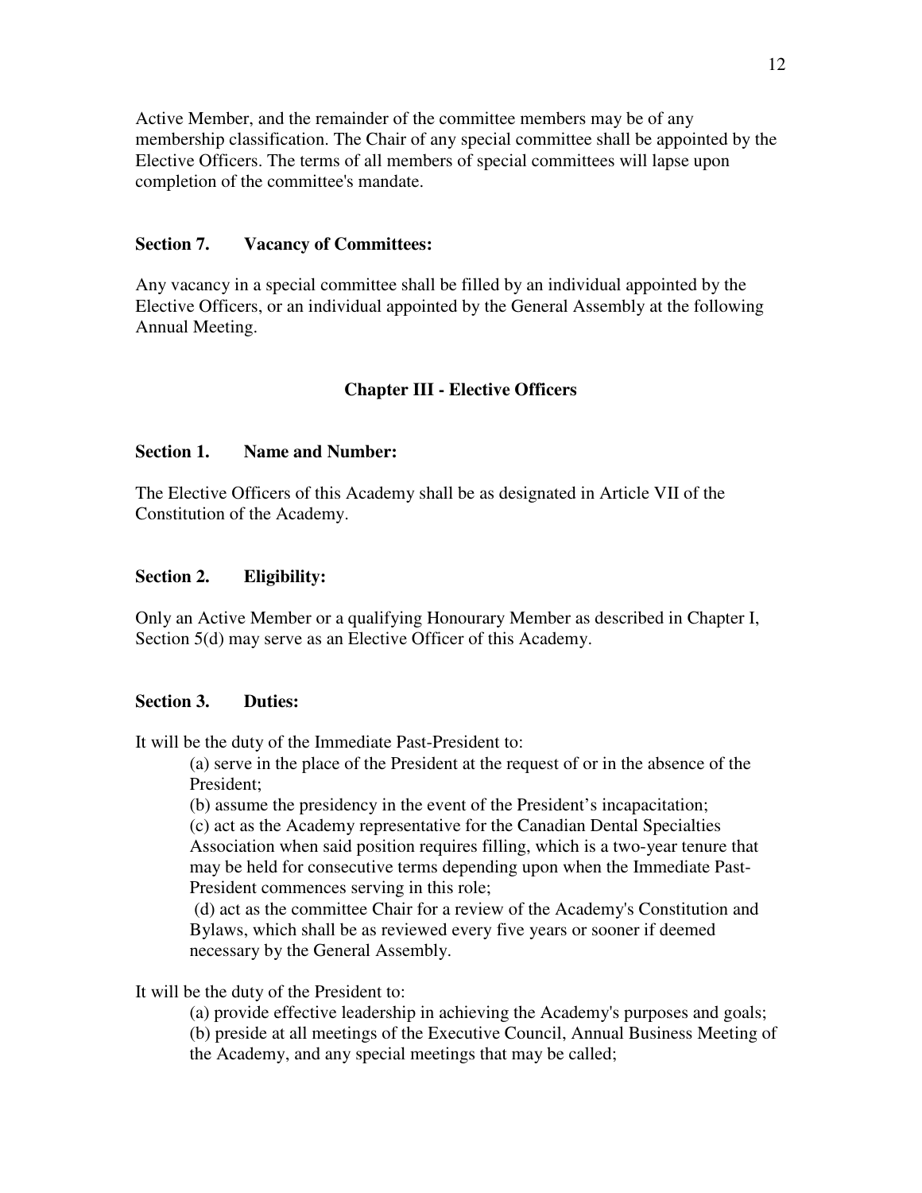Active Member, and the remainder of the committee members may be of any membership classification. The Chair of any special committee shall be appointed by the Elective Officers. The terms of all members of special committees will lapse upon completion of the committee's mandate.

**Section 7. Vacancy of Committees:**

Any vacancy in a special committee shall be filled by an individual appointed by the Elective Officers, or an individual appointed by the General Assembly at the following Annual Meeting.

## Chapter III - Elective Officers

**Section 1. Name and Number:**

The Elective Officers of this Academy shall be as designated in Article VII of the Constitution of the Academy.

**Section 2. Eligibility:**

Only an Active Member or a qualifying Honourary Member as described in Chapter I, Section 5(d) may serve as an Elective Officer of this Academy.

**Section 3. Duties:**

It will be the duty of the Immediate Past-President to:

(a) serve in the place of the President at the request of or in the absence of the President;
(b) assume the presidency in the event of the President's incapacitation;
(c) act as the Academy representative for the Canadian Dental Specialties Association when said position requires filling, which is a two-year tenure that may be held for consecutive terms depending upon when the Immediate Past-President commences serving in this role;
(d) act as the committee Chair for a review of the Academy's Constitution and Bylaws, which shall be as reviewed every five years or sooner if deemed necessary by the General Assembly.

It will be the duty of the President to:

(a) provide effective leadership in achieving the Academy's purposes and goals;
(b) preside at all meetings of the Executive Council, Annual Business Meeting of the Academy, and any special meetings that may be called;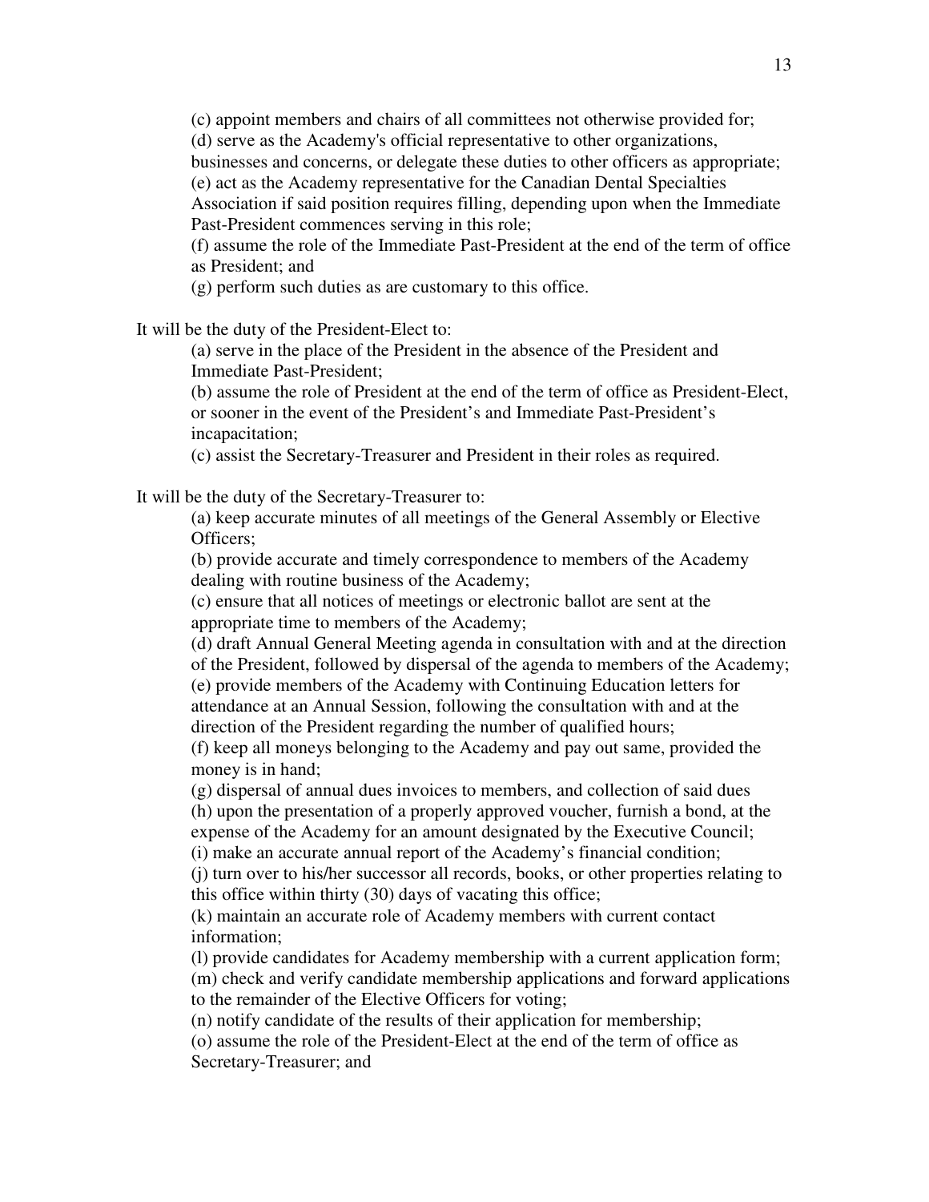(c) appoint members and chairs of all committees not otherwise provided for;
(d) serve as the Academy's official representative to other organizations, businesses and concerns, or delegate these duties to other officers as appropriate;
(e) act as the Academy representative for the Canadian Dental Specialties Association if said position requires filling, depending upon when the Immediate Past-President commences serving in this role;
(f) assume the role of the Immediate Past-President at the end of the term of office as President; and
(g) perform such duties as are customary to this office.

It will be the duty of the President-Elect to:

(a) serve in the place of the President in the absence of the President and Immediate Past-President;
(b) assume the role of President at the end of the term of office as President-Elect, or sooner in the event of the President's and Immediate Past-President's incapacitation;
(c) assist the Secretary-Treasurer and President in their roles as required.

It will be the duty of the Secretary-Treasurer to:

(a) keep accurate minutes of all meetings of the General Assembly or Elective Officers;
(b) provide accurate and timely correspondence to members of the Academy dealing with routine business of the Academy;
(c) ensure that all notices of meetings or electronic ballot are sent at the appropriate time to members of the Academy;
(d) draft Annual General Meeting agenda in consultation with and at the direction of the President, followed by dispersal of the agenda to members of the Academy;
(e) provide members of the Academy with Continuing Education letters for attendance at an Annual Session, following the consultation with and at the direction of the President regarding the number of qualified hours;
(f) keep all moneys belonging to the Academy and pay out same, provided the money is in hand;
(g) dispersal of annual dues invoices to members, and collection of said dues
(h) upon the presentation of a properly approved voucher, furnish a bond, at the expense of the Academy for an amount designated by the Executive Council;
(i) make an accurate annual report of the Academy's financial condition;
(j) turn over to his/her successor all records, books, or other properties relating to this office within thirty (30) days of vacating this office;
(k) maintain an accurate role of Academy members with current contact information;
(l) provide candidates for Academy membership with a current application form;
(m) check and verify candidate membership applications and forward applications to the remainder of the Elective Officers for voting;
(n) notify candidate of the results of their application for membership;
(o) assume the role of the President-Elect at the end of the term of office as Secretary-Treasurer; and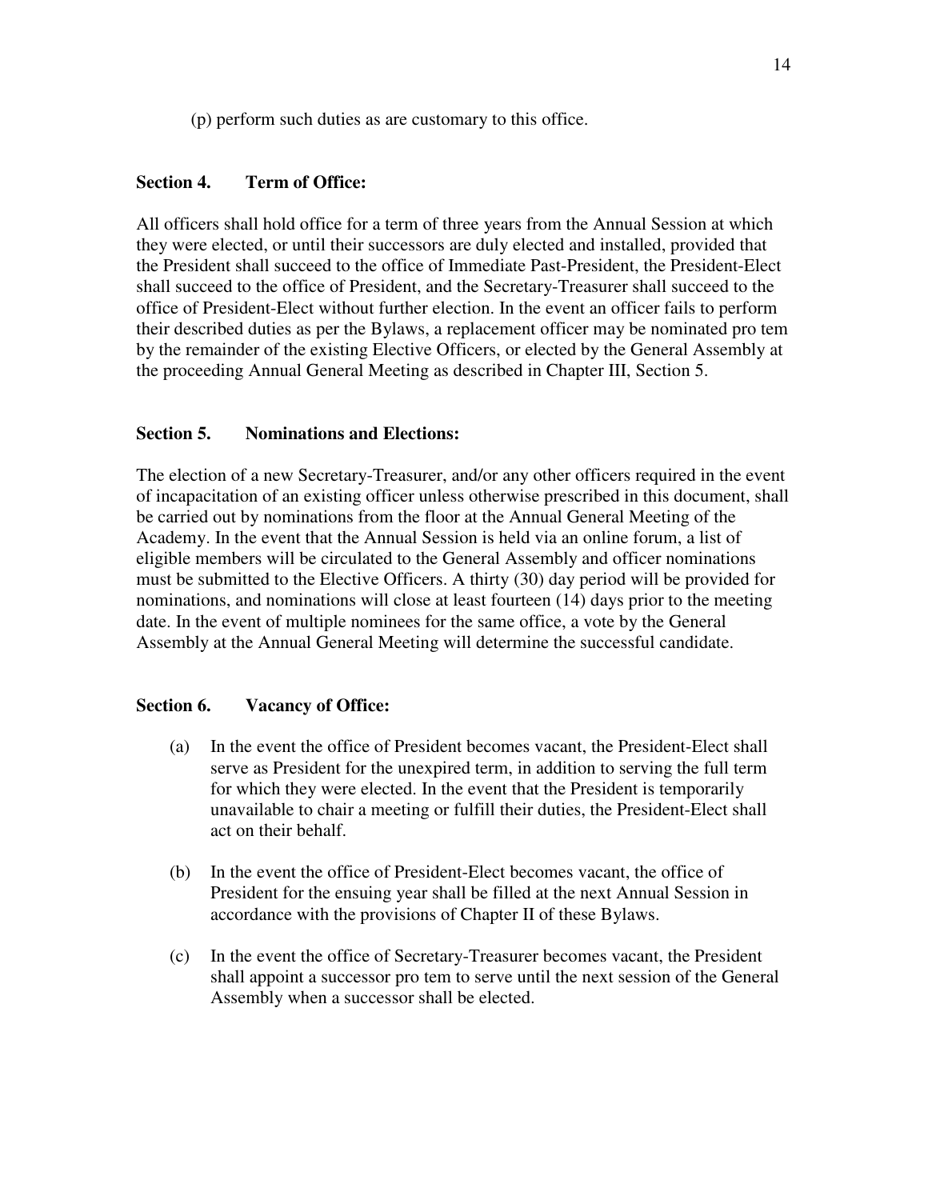(p) perform such duties as are customary to this office.

**Section 4. Term of Office:**

All officers shall hold office for a term of three years from the Annual Session at which they were elected, or until their successors are duly elected and installed, provided that the President shall succeed to the office of Immediate Past-President, the President-Elect shall succeed to the office of President, and the Secretary-Treasurer shall succeed to the office of President-Elect without further election. In the event an officer fails to perform their described duties as per the Bylaws, a replacement officer may be nominated pro tem by the remainder of the existing Elective Officers, or elected by the General Assembly at the proceeding Annual General Meeting as described in Chapter III, Section 5.

**Section 5. Nominations and Elections:**

The election of a new Secretary-Treasurer, and/or any other officers required in the event of incapacitation of an existing officer unless otherwise prescribed in this document, shall be carried out by nominations from the floor at the Annual General Meeting of the Academy. In the event that the Annual Session is held via an online forum, a list of eligible members will be circulated to the General Assembly and officer nominations must be submitted to the Elective Officers. A thirty (30) day period will be provided for nominations, and nominations will close at least fourteen (14) days prior to the meeting date. In the event of multiple nominees for the same office, a vote by the General Assembly at the Annual General Meeting will determine the successful candidate.

**Section 6. Vacancy of Office:**

(a) In the event the office of President becomes vacant, the President-Elect shall serve as President for the unexpired term, in addition to serving the full term for which they were elected. In the event that the President is temporarily unavailable to chair a meeting or fulfill their duties, the President-Elect shall act on their behalf.

(b) In the event the office of President-Elect becomes vacant, the office of President for the ensuing year shall be filled at the next Annual Session in accordance with the provisions of Chapter II of these Bylaws.

(c) In the event the office of Secretary-Treasurer becomes vacant, the President shall appoint a successor pro tem to serve until the next session of the General Assembly when a successor shall be elected.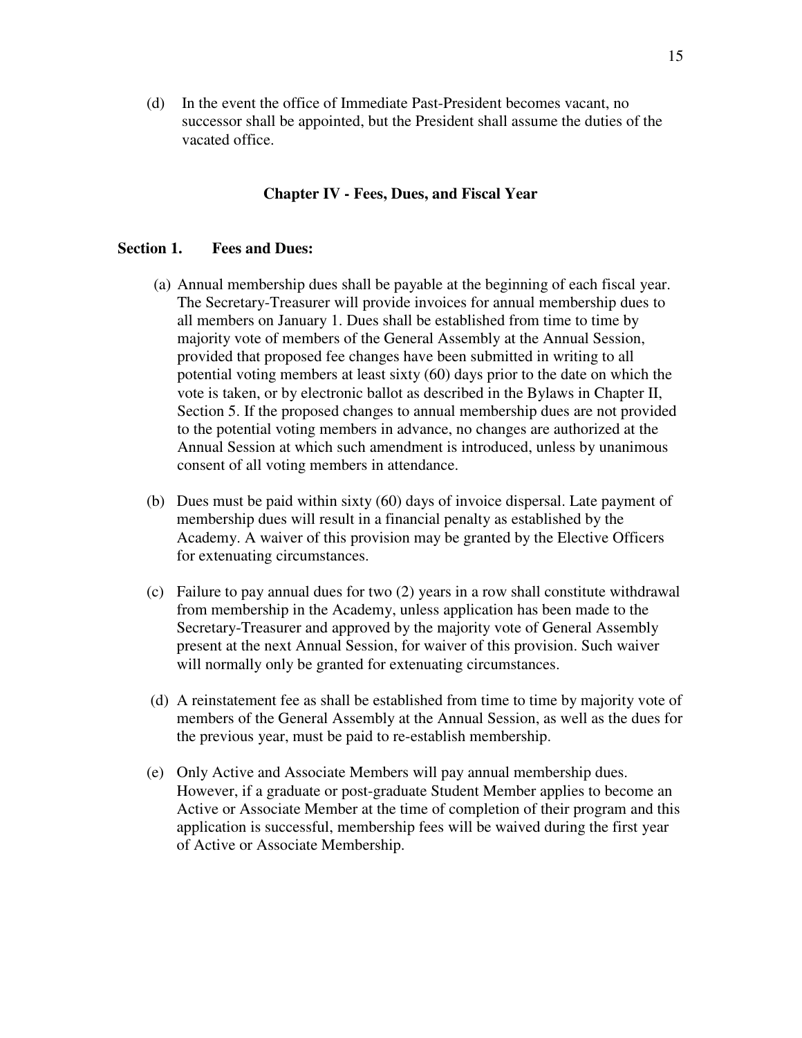(d) In the event the office of Immediate Past-President becomes vacant, no successor shall be appointed, but the President shall assume the duties of the vacated office.

## Chapter IV - Fees, Dues, and Fiscal Year

### Section 1. Fees and Dues:

(a) Annual membership dues shall be payable at the beginning of each fiscal year. The Secretary-Treasurer will provide invoices for annual membership dues to all members on January 1. Dues shall be established from time to time by majority vote of members of the General Assembly at the Annual Session, provided that proposed fee changes have been submitted in writing to all potential voting members at least sixty (60) days prior to the date on which the vote is taken, or by electronic ballot as described in the Bylaws in Chapter II, Section 5. If the proposed changes to annual membership dues are not provided to the potential voting members in advance, no changes are authorized at the Annual Session at which such amendment is introduced, unless by unanimous consent of all voting members in attendance.

(b) Dues must be paid within sixty (60) days of invoice dispersal. Late payment of membership dues will result in a financial penalty as established by the Academy. A waiver of this provision may be granted by the Elective Officers for extenuating circumstances.

(c) Failure to pay annual dues for two (2) years in a row shall constitute withdrawal from membership in the Academy, unless application has been made to the Secretary-Treasurer and approved by the majority vote of General Assembly present at the next Annual Session, for waiver of this provision. Such waiver will normally only be granted for extenuating circumstances.

(d) A reinstatement fee as shall be established from time to time by majority vote of members of the General Assembly at the Annual Session, as well as the dues for the previous year, must be paid to re-establish membership.

(e) Only Active and Associate Members will pay annual membership dues. However, if a graduate or post-graduate Student Member applies to become an Active or Associate Member at the time of completion of their program and this application is successful, membership fees will be waived during the first year of Active or Associate Membership.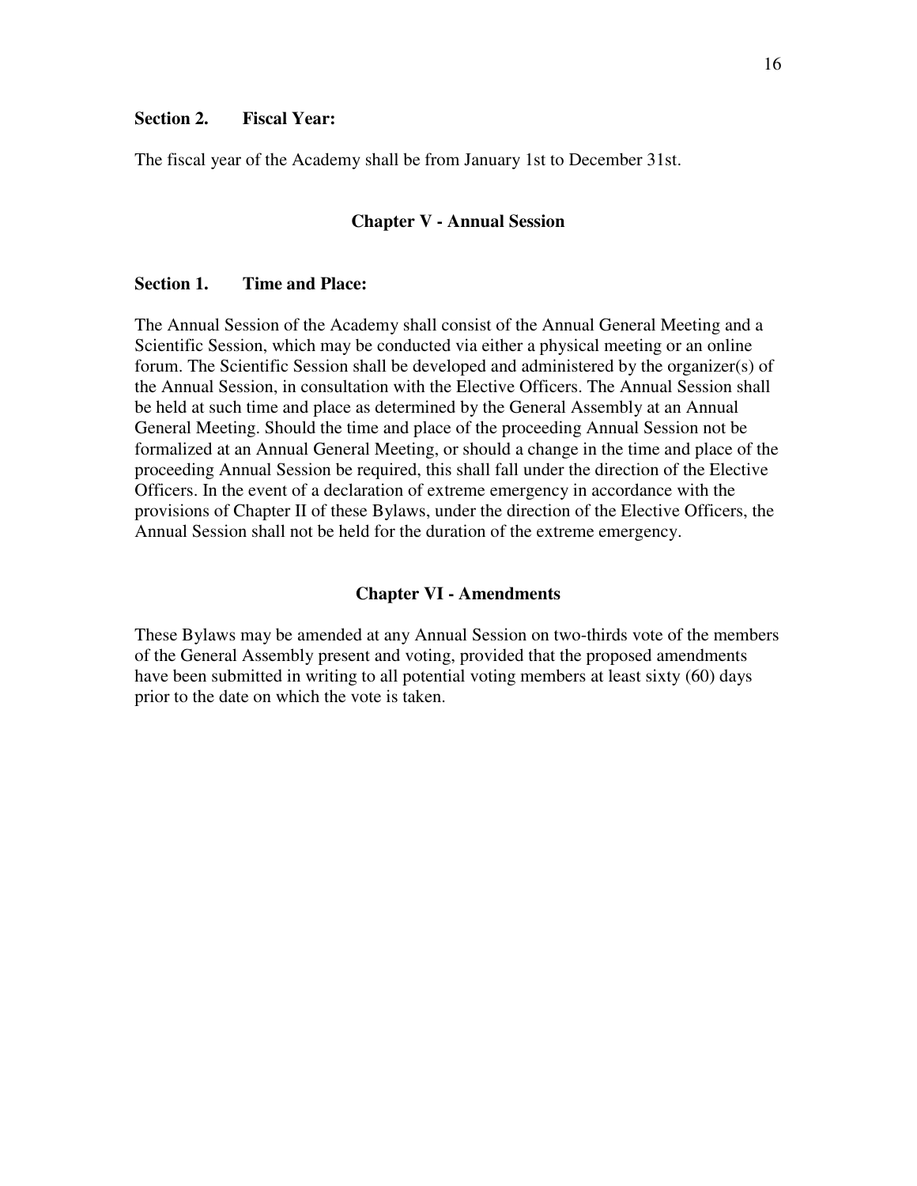**Section 2. Fiscal Year:**

The fiscal year of the Academy shall be from January 1st to December 31st.

## Chapter V - Annual Session

**Section 1. Time and Place:**

The Annual Session of the Academy shall consist of the Annual General Meeting and a Scientific Session, which may be conducted via either a physical meeting or an online forum. The Scientific Session shall be developed and administered by the organizer(s) of the Annual Session, in consultation with the Elective Officers. The Annual Session shall be held at such time and place as determined by the General Assembly at an Annual General Meeting. Should the time and place of the proceeding Annual Session not be formalized at an Annual General Meeting, or should a change in the time and place of the proceeding Annual Session be required, this shall fall under the direction of the Elective Officers. In the event of a declaration of extreme emergency in accordance with the provisions of Chapter II of these Bylaws, under the direction of the Elective Officers, the Annual Session shall not be held for the duration of the extreme emergency.

## Chapter VI - Amendments

These Bylaws may be amended at any Annual Session on two-thirds vote of the members of the General Assembly present and voting, provided that the proposed amendments have been submitted in writing to all potential voting members at least sixty (60) days prior to the date on which the vote is taken.